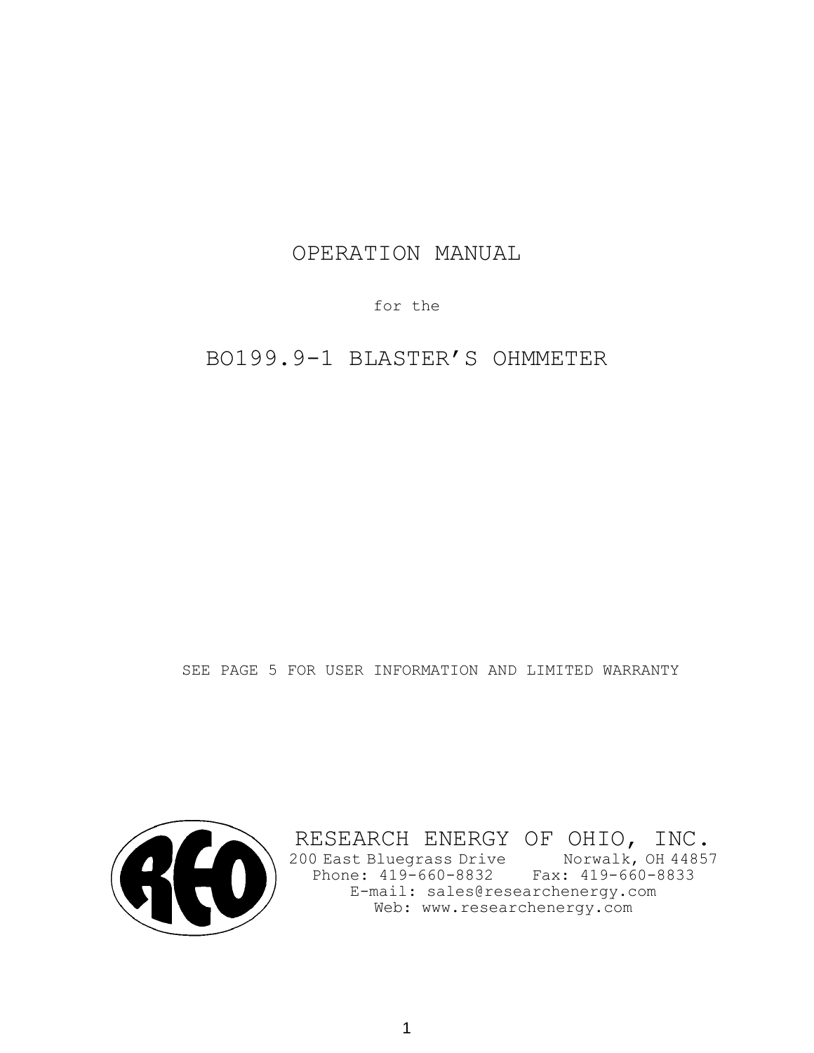# OPERATION MANUAL

for the

# BO199.9-1 BLASTER'S OHMMETER

SEE PAGE 5 FOR USER INFORMATION AND LIMITED WARRANTY

**RESEARCH ENERGY OF OHIO, INC.**
200 East Bluegrass Drive Norwalk, OH 44857
Phone: 419-660-8832 Fax: 419-660-8833
E-mail: sales@researchenergy.com
Web: www.researchenergy.com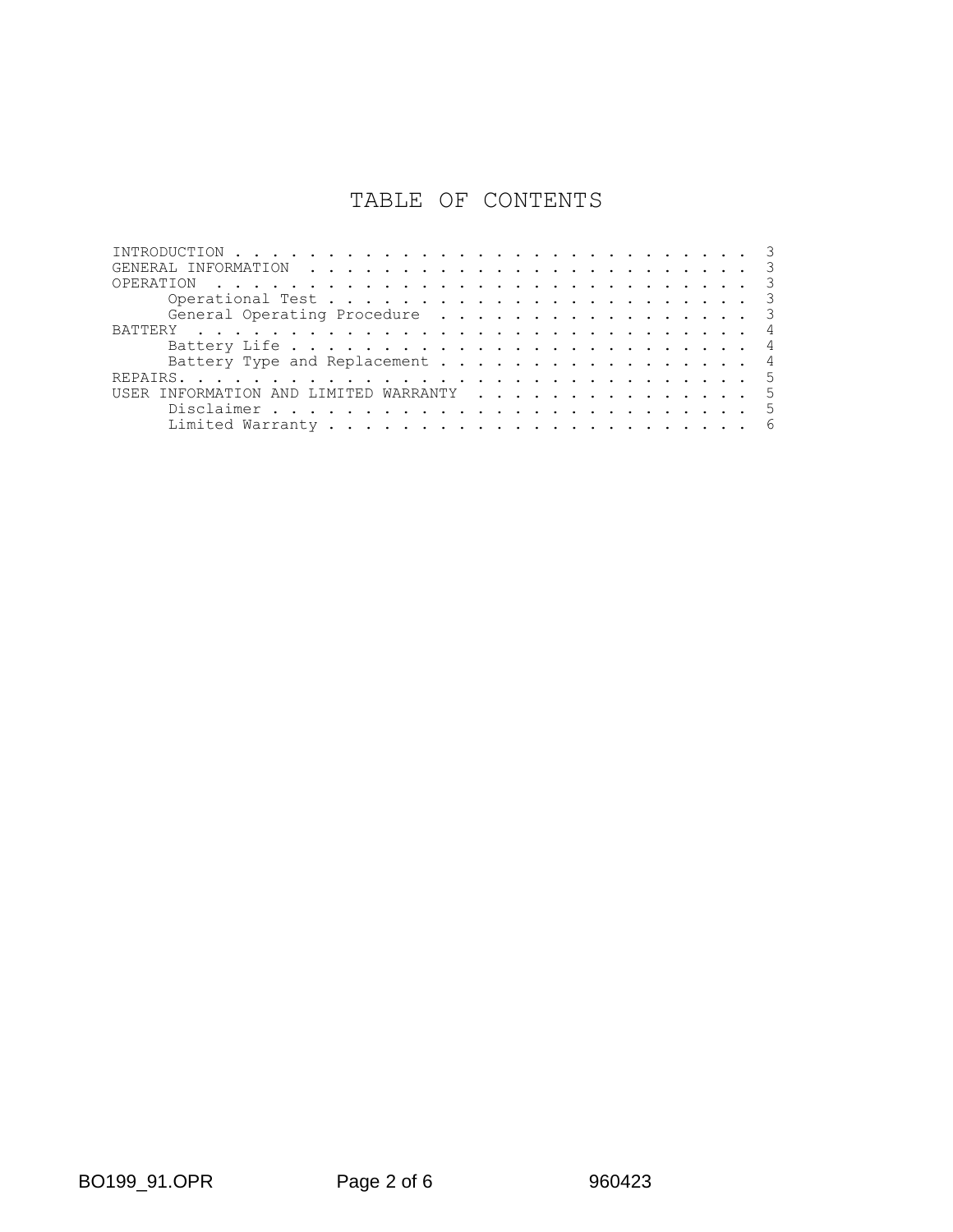# TABLE OF CONTENTS

| Section | Page |
| --- | --- |
| INTRODUCTION | 3 |
| GENERAL INFORMATION | 3 |
| OPERATION | 3 |
| &nbsp;&nbsp;&nbsp;&nbsp;Operational Test | 3 |
| &nbsp;&nbsp;&nbsp;&nbsp;General Operating Procedure | 3 |
| BATTERY | 4 |
| &nbsp;&nbsp;&nbsp;&nbsp;Battery Life | 4 |
| &nbsp;&nbsp;&nbsp;&nbsp;Battery Type and Replacement | 4 |
| REPAIRS | 5 |
| USER INFORMATION AND LIMITED WARRANTY | 5 |
| &nbsp;&nbsp;&nbsp;&nbsp;Disclaimer | 5 |
| &nbsp;&nbsp;&nbsp;&nbsp;Limited Warranty | 6 |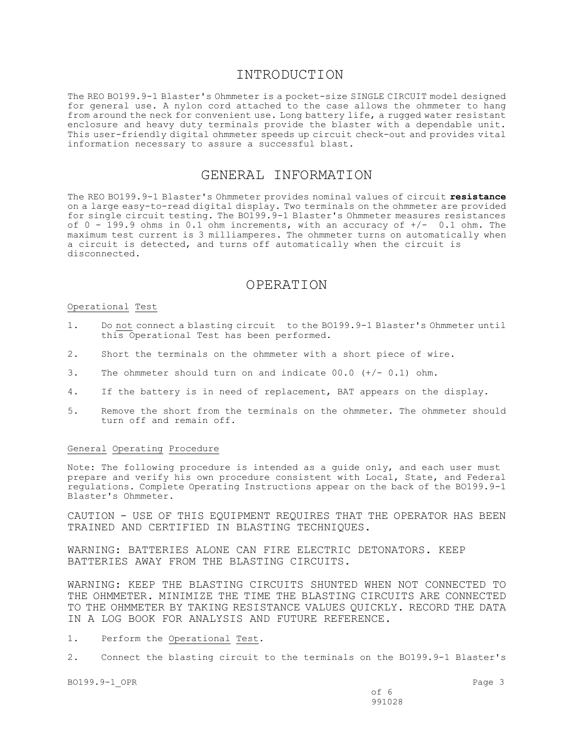# INTRODUCTION

The REO BO199.9-1 Blaster's Ohmmeter is a pocket-size SINGLE CIRCUIT model designed for general use. A nylon cord attached to the case allows the ohmmeter to hang from around the neck for convenient use. Long battery life, a rugged water resistant enclosure and heavy duty terminals provide the blaster with a dependable unit. This user-friendly digital ohmmeter speeds up circuit check-out and provides vital information necessary to assure a successful blast.

# GENERAL INFORMATION

The REO BO199.9-1 Blaster's Ohmmeter provides nominal values of circuit **resistance** on a large easy-to-read digital display. Two terminals on the ohmmeter are provided for single circuit testing. The BO199.9-1 Blaster's Ohmmeter measures resistances of 0 - 199.9 ohms in 0.1 ohm increments, with an accuracy of +/- 0.1 ohm. The maximum test current is 3 milliamperes. The ohmmeter turns on automatically when a circuit is detected, and turns off automatically when the circuit is disconnected.

# OPERATION

<u>Operational Test</u>

1. Do <u>not</u> connect a blasting circuit to the BO199.9-1 Blaster's Ohmmeter until this Operational Test has been performed.
2. Short the terminals on the ohmmeter with a short piece of wire.
3. The ohmmeter should turn on and indicate 00.0 (+/- 0.1) ohm.
4. If the battery is in need of replacement, BAT appears on the display.
5. Remove the short from the terminals on the ohmmeter. The ohmmeter should turn off and remain off.

<u>General Operating Procedure</u>

Note: The following procedure is intended as a guide only, and each user must prepare and verify his own procedure consistent with Local, State, and Federal regulations. Complete Operating Instructions appear on the back of the BO199.9-1 Blaster's Ohmmeter.

CAUTION - USE OF THIS EQUIPMENT REQUIRES THAT THE OPERATOR HAS BEEN TRAINED AND CERTIFIED IN BLASTING TECHNIQUES.

WARNING: BATTERIES ALONE CAN FIRE ELECTRIC DETONATORS. KEEP BATTERIES AWAY FROM THE BLASTING CIRCUITS.

WARNING: KEEP THE BLASTING CIRCUITS SHUNTED WHEN NOT CONNECTED TO THE OHMMETER. MINIMIZE THE TIME THE BLASTING CIRCUITS ARE CONNECTED TO THE OHMMETER BY TAKING RESISTANCE VALUES QUICKLY. RECORD THE DATA IN A LOG BOOK FOR ANALYSIS AND FUTURE REFERENCE.

1. Perform the <u>Operational Test</u>.
2. Connect the blasting circuit to the terminals on the BO199.9-1 Blaster's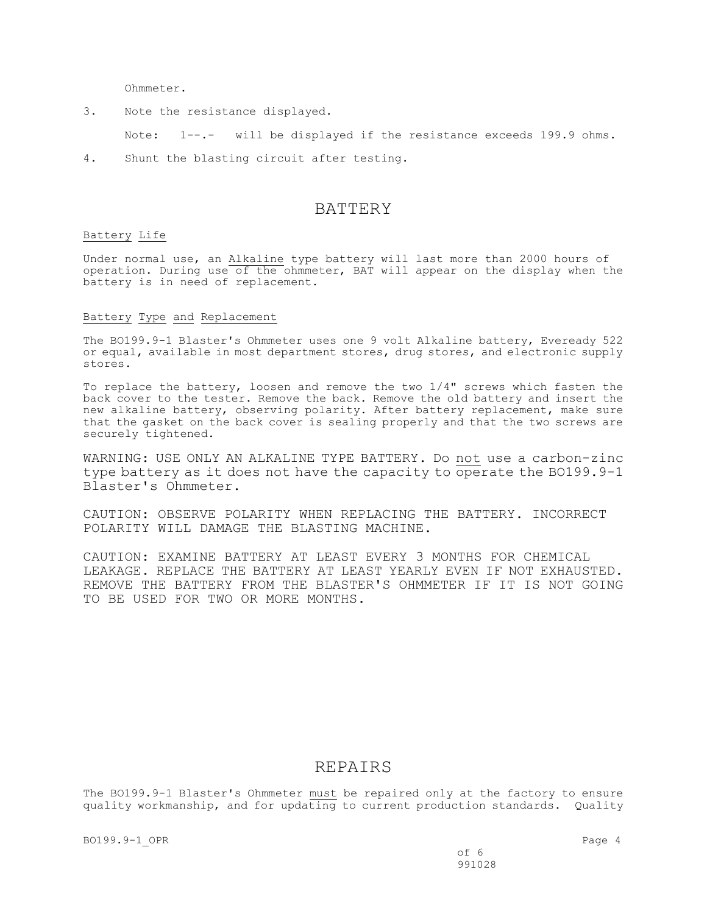Ohmmeter.

3. Note the resistance displayed.

   Note: 1--.- will be displayed if the resistance exceeds 199.9 ohms.

4. Shunt the blasting circuit after testing.

## BATTERY

Battery Life

Under normal use, an Alkaline type battery will last more than 2000 hours of operation. During use of the ohmmeter, BAT will appear on the display when the battery is in need of replacement.

Battery Type and Replacement

The BO199.9-1 Blaster's Ohmmeter uses one 9 volt Alkaline battery, Eveready 522 or equal, available in most department stores, drug stores, and electronic supply stores.

To replace the battery, loosen and remove the two 1/4" screws which fasten the back cover to the tester. Remove the back. Remove the old battery and insert the new alkaline battery, observing polarity. After battery replacement, make sure that the gasket on the back cover is sealing properly and that the two screws are securely tightened.

WARNING: USE ONLY AN ALKALINE TYPE BATTERY. Do not use a carbon-zinc type battery as it does not have the capacity to operate the BO199.9-1 Blaster's Ohmmeter.

CAUTION: OBSERVE POLARITY WHEN REPLACING THE BATTERY. INCORRECT POLARITY WILL DAMAGE THE BLASTING MACHINE.

CAUTION: EXAMINE BATTERY AT LEAST EVERY 3 MONTHS FOR CHEMICAL LEAKAGE. REPLACE THE BATTERY AT LEAST YEARLY EVEN IF NOT EXHAUSTED. REMOVE THE BATTERY FROM THE BLASTER'S OHMMETER IF IT IS NOT GOING TO BE USED FOR TWO OR MORE MONTHS.

## REPAIRS

The BO199.9-1 Blaster's Ohmmeter must be repaired only at the factory to ensure quality workmanship, and for updating to current production standards. Quality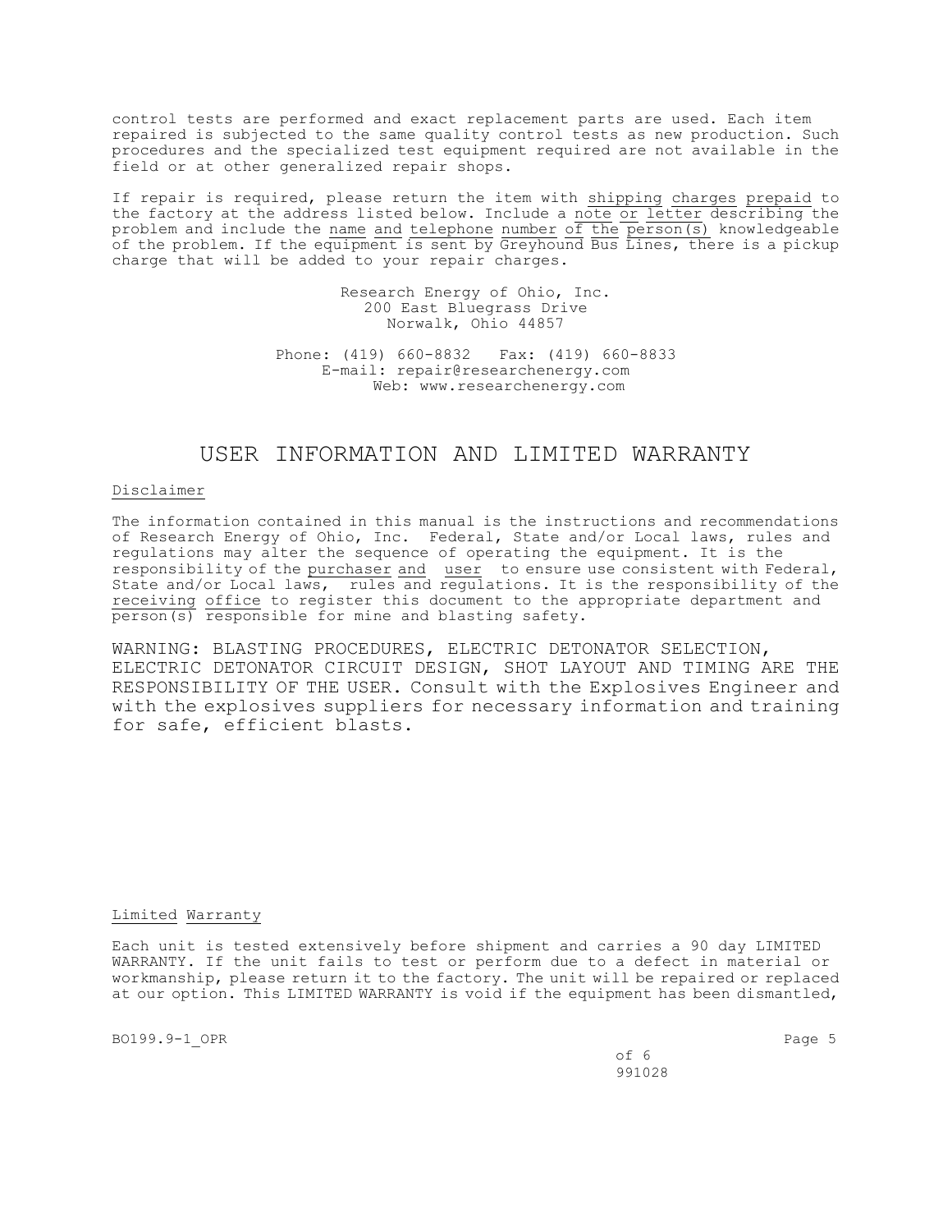control tests are performed and exact replacement parts are used. Each item repaired is subjected to the same quality control tests as new production. Such procedures and the specialized test equipment required are not available in the field or at other generalized repair shops.

If repair is required, please return the item with shipping charges prepaid to the factory at the address listed below. Include a note or letter describing the problem and include the name and telephone number of the person(s) knowledgeable of the problem. If the equipment is sent by Greyhound Bus Lines, there is a pickup charge that will be added to your repair charges.

Research Energy of Ohio, Inc.
200 East Bluegrass Drive
Norwalk, Ohio 44857

Phone: (419) 660-8832 Fax: (419) 660-8833
E-mail: repair@researchenergy.com
Web: www.researchenergy.com

# USER INFORMATION AND LIMITED WARRANTY

## Disclaimer

The information contained in this manual is the instructions and recommendations of Research Energy of Ohio, Inc. Federal, State and/or Local laws, rules and regulations may alter the sequence of operating the equipment. It is the responsibility of the purchaser and user to ensure use consistent with Federal, State and/or Local laws, rules and regulations. It is the responsibility of the receiving office to register this document to the appropriate department and person(s) responsible for mine and blasting safety.

WARNING: BLASTING PROCEDURES, ELECTRIC DETONATOR SELECTION, ELECTRIC DETONATOR CIRCUIT DESIGN, SHOT LAYOUT AND TIMING ARE THE RESPONSIBILITY OF THE USER. Consult with the Explosives Engineer and with the explosives suppliers for necessary information and training for safe, efficient blasts.

## Limited Warranty

Each unit is tested extensively before shipment and carries a 90 day LIMITED WARRANTY. If the unit fails to test or perform due to a defect in material or workmanship, please return it to the factory. The unit will be repaired or replaced at our option. This LIMITED WARRANTY is void if the equipment has been dismantled,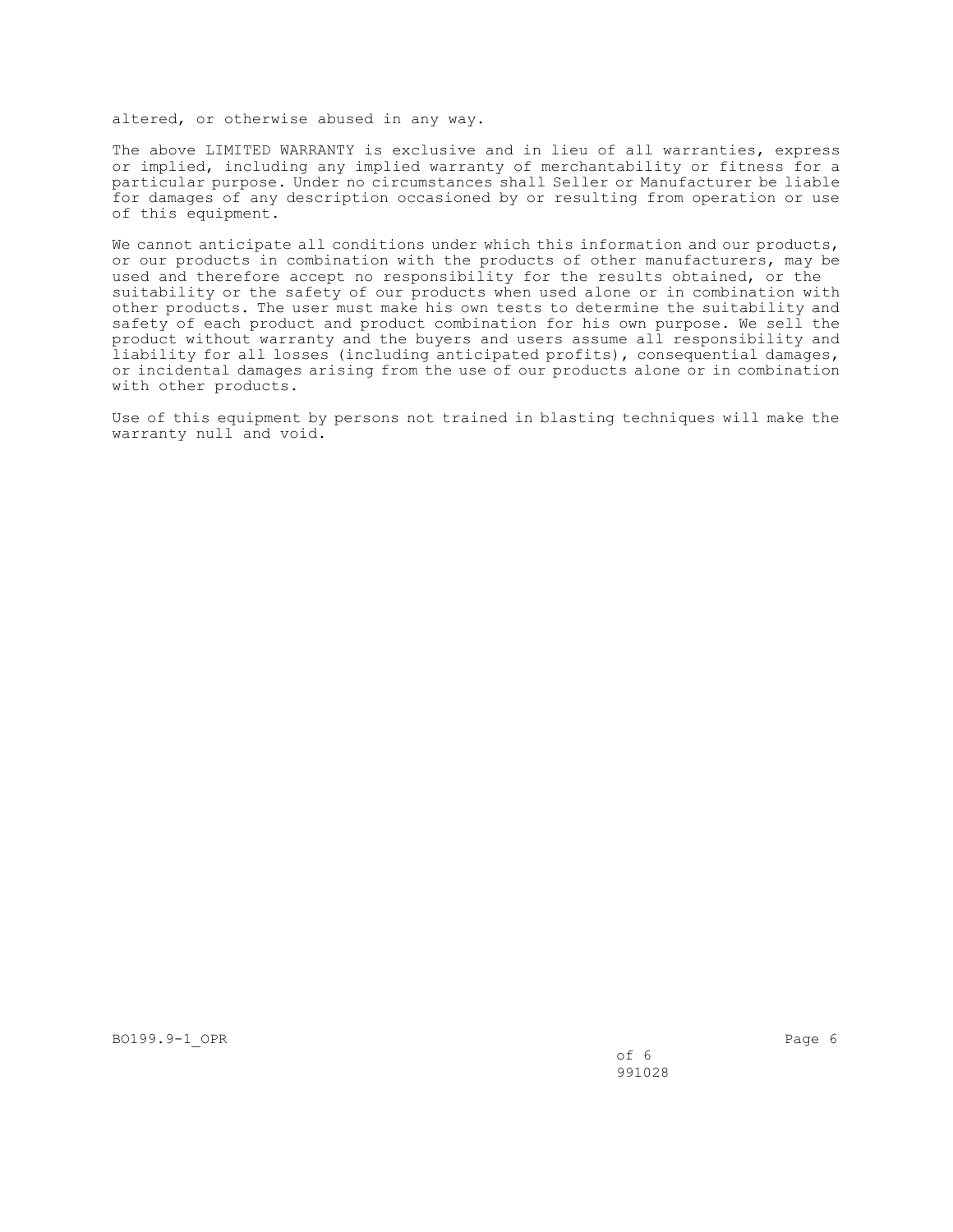altered, or otherwise abused in any way.

The above LIMITED WARRANTY is exclusive and in lieu of all warranties, express or implied, including any implied warranty of merchantability or fitness for a particular purpose. Under no circumstances shall Seller or Manufacturer be liable for damages of any description occasioned by or resulting from operation or use of this equipment.

We cannot anticipate all conditions under which this information and our products, or our products in combination with the products of other manufacturers, may be used and therefore accept no responsibility for the results obtained, or the suitability or the safety of our products when used alone or in combination with other products. The user must make his own tests to determine the suitability and safety of each product and product combination for his own purpose. We sell the product without warranty and the buyers and users assume all responsibility and liability for all losses (including anticipated profits), consequential damages, or incidental damages arising from the use of our products alone or in combination with other products.

Use of this equipment by persons not trained in blasting techniques will make the warranty null and void.